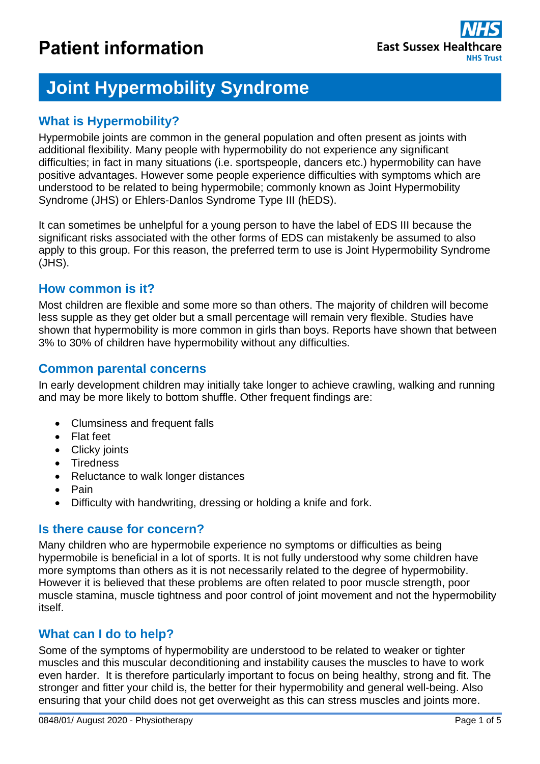# Patient information

East Sussex Healthcare NHS Trust

# Joint Hypermobility Syndrome

## What is Hypermobility?

Hypermobile joints are common in the general population and often present as joints with additional flexibility. Many people with hypermobility do not experience any significant difficulties; in fact in many situations (i.e. sportspeople, dancers etc.) hypermobility can have positive advantages. However some people experience difficulties with symptoms which are understood to be related to being hypermobile; commonly known as Joint Hypermobility Syndrome (JHS) or Ehlers-Danlos Syndrome Type III (hEDS).

It can sometimes be unhelpful for a young person to have the label of EDS III because the significant risks associated with the other forms of EDS can mistakenly be assumed to also apply to this group. For this reason, the preferred term to use is Joint Hypermobility Syndrome (JHS).

## How common is it?

Most children are flexible and some more so than others. The majority of children will become less supple as they get older but a small percentage will remain very flexible. Studies have shown that hypermobility is more common in girls than boys. Reports have shown that between 3% to 30% of children have hypermobility without any difficulties.

## Common parental concerns

In early development children may initially take longer to achieve crawling, walking and running and may be more likely to bottom shuffle. Other frequent findings are:

- Clumsiness and frequent falls
- Flat feet
- Clicky joints
- Tiredness
- Reluctance to walk longer distances
- Pain
- Difficulty with handwriting, dressing or holding a knife and fork.

## Is there cause for concern?

Many children who are hypermobile experience no symptoms or difficulties as being hypermobile is beneficial in a lot of sports. It is not fully understood why some children have more symptoms than others as it is not necessarily related to the degree of hypermobility. However it is believed that these problems are often related to poor muscle strength, poor muscle stamina, muscle tightness and poor control of joint movement and not the hypermobility itself.

## What can I do to help?

Some of the symptoms of hypermobility are understood to be related to weaker or tighter muscles and this muscular deconditioning and instability causes the muscles to have to work even harder. It is therefore particularly important to focus on being healthy, strong and fit. The stronger and fitter your child is, the better for their hypermobility and general well-being. Also ensuring that your child does not get overweight as this can stress muscles and joints more.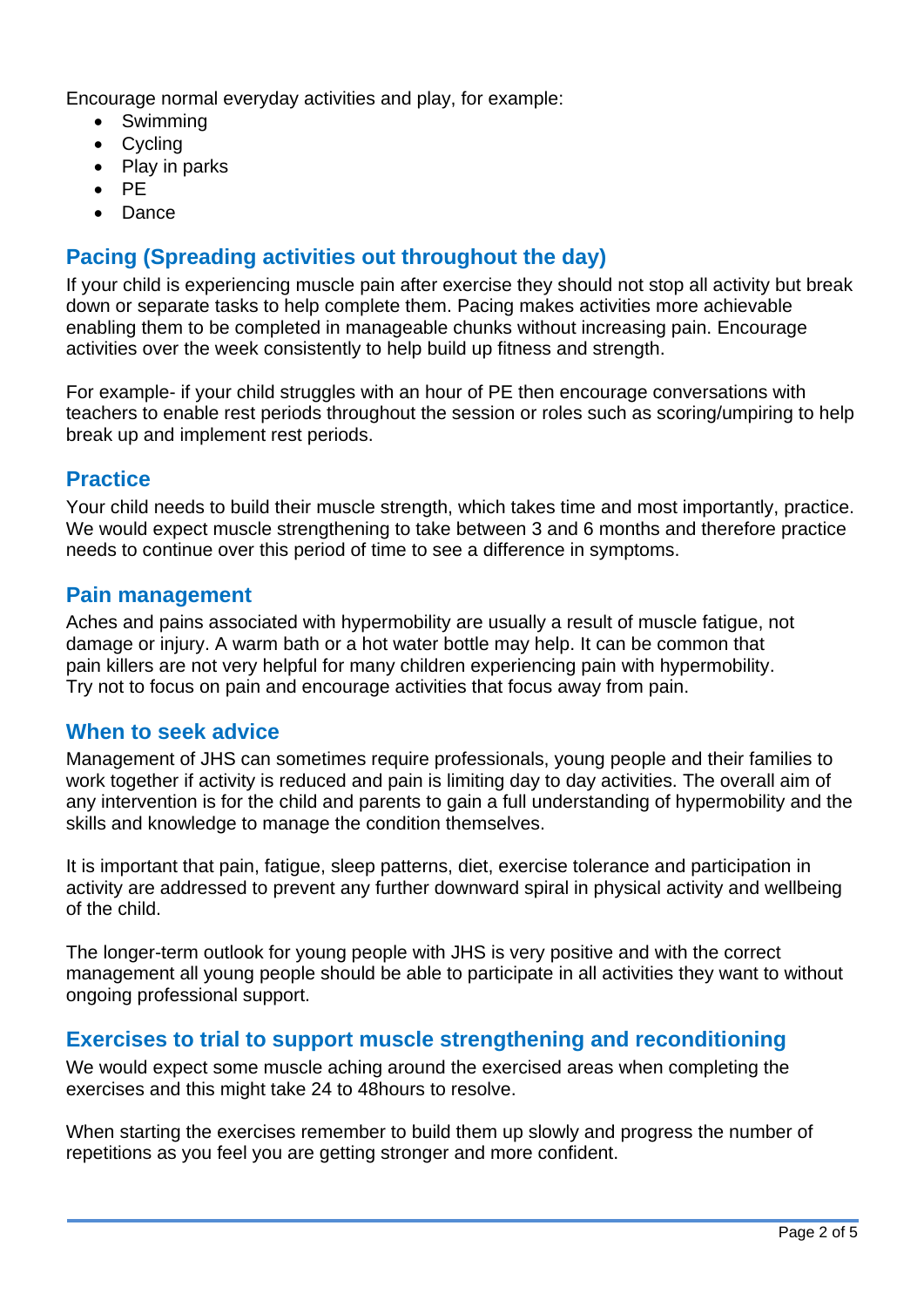Encourage normal everyday activities and play, for example:

- Swimming
- Cycling
- Play in parks
- PE
- Dance

## Pacing (Spreading activities out throughout the day)

If your child is experiencing muscle pain after exercise they should not stop all activity but break down or separate tasks to help complete them. Pacing makes activities more achievable enabling them to be completed in manageable chunks without increasing pain. Encourage activities over the week consistently to help build up fitness and strength.

For example- if your child struggles with an hour of PE then encourage conversations with teachers to enable rest periods throughout the session or roles such as scoring/umpiring to help break up and implement rest periods.

## Practice

Your child needs to build their muscle strength, which takes time and most importantly, practice. We would expect muscle strengthening to take between 3 and 6 months and therefore practice needs to continue over this period of time to see a difference in symptoms.

## Pain management

Aches and pains associated with hypermobility are usually a result of muscle fatigue, not damage or injury. A warm bath or a hot water bottle may help. It can be common that pain killers are not very helpful for many children experiencing pain with hypermobility. Try not to focus on pain and encourage activities that focus away from pain.

## When to seek advice

Management of JHS can sometimes require professionals, young people and their families to work together if activity is reduced and pain is limiting day to day activities. The overall aim of any intervention is for the child and parents to gain a full understanding of hypermobility and the skills and knowledge to manage the condition themselves.

It is important that pain, fatigue, sleep patterns, diet, exercise tolerance and participation in activity are addressed to prevent any further downward spiral in physical activity and wellbeing of the child.

The longer-term outlook for young people with JHS is very positive and with the correct management all young people should be able to participate in all activities they want to without ongoing professional support.

## Exercises to trial to support muscle strengthening and reconditioning

We would expect some muscle aching around the exercised areas when completing the exercises and this might take 24 to 48hours to resolve.

When starting the exercises remember to build them up slowly and progress the number of repetitions as you feel you are getting stronger and more confident.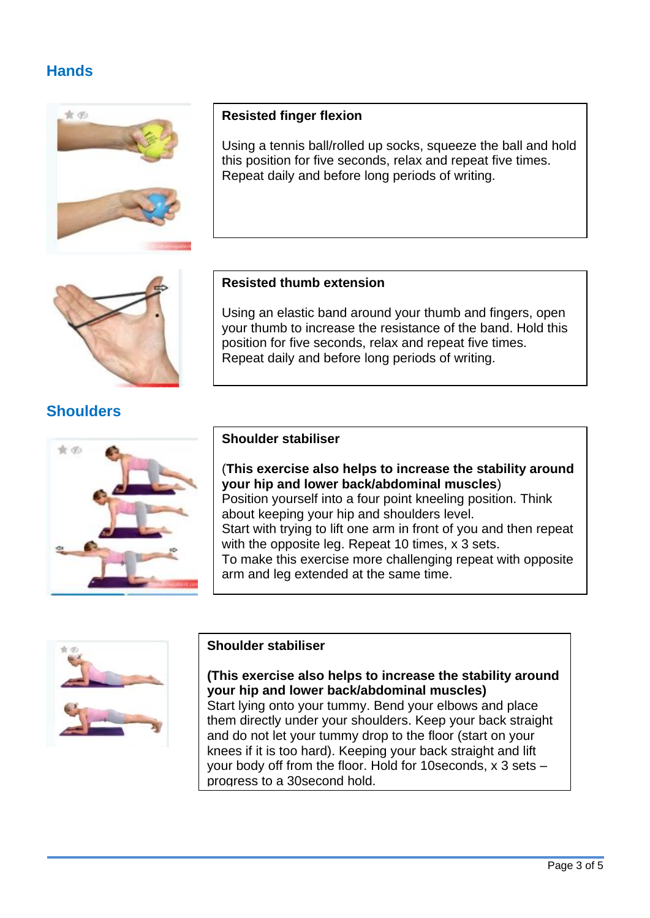## Hands

### Resisted finger flexion

Using a tennis ball/rolled up socks, squeeze the ball and hold this position for five seconds, relax and repeat five times. Repeat daily and before long periods of writing.

### Resisted thumb extension

Using an elastic band around your thumb and fingers, open your thumb to increase the resistance of the band. Hold this position for five seconds, relax and repeat five times. Repeat daily and before long periods of writing.

## Shoulders

### Shoulder stabiliser

(**This exercise also helps to increase the stability around your hip and lower back/abdominal muscles**)
Position yourself into a four point kneeling position. Think about keeping your hip and shoulders level.
Start with trying to lift one arm in front of you and then repeat with the opposite leg. Repeat 10 times, x 3 sets.
To make this exercise more challenging repeat with opposite arm and leg extended at the same time.

### Shoulder stabiliser

**(This exercise also helps to increase the stability around your hip and lower back/abdominal muscles)**
Start lying onto your tummy. Bend your elbows and place them directly under your shoulders. Keep your back straight and do not let your tummy drop to the floor (start on your knees if it is too hard). Keeping your back straight and lift your body off from the floor. Hold for 10seconds, x 3 sets – progress to a 30second hold.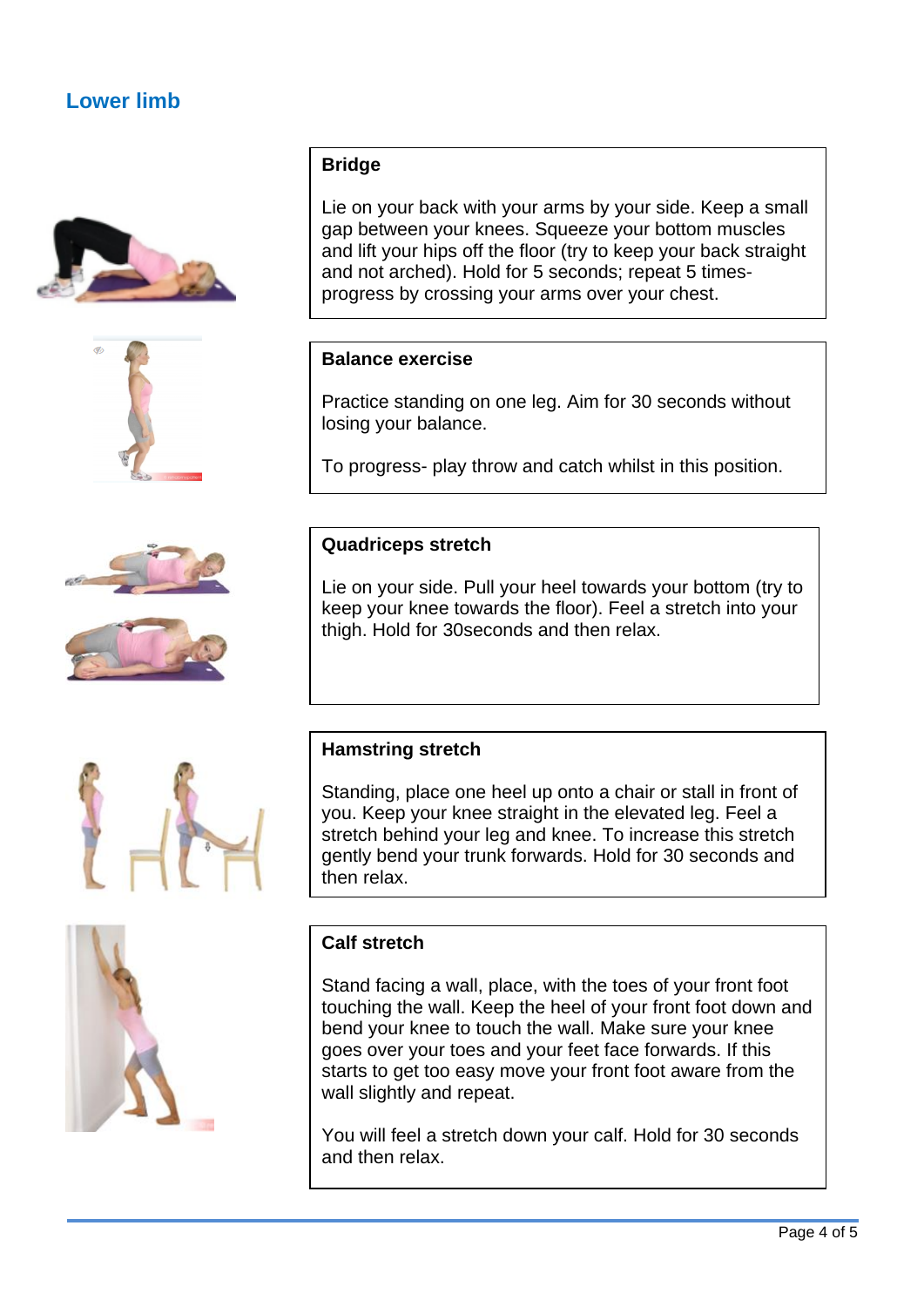## Lower limb

### Bridge

Lie on your back with your arms by your side. Keep a small gap between your knees. Squeeze your bottom muscles and lift your hips off the floor (try to keep your back straight and not arched). Hold for 5 seconds; repeat 5 times- progress by crossing your arms over your chest.

### Balance exercise

Practice standing on one leg. Aim for 30 seconds without losing your balance.

To progress- play throw and catch whilst in this position.

### Quadriceps stretch

Lie on your side. Pull your heel towards your bottom (try to keep your knee towards the floor). Feel a stretch into your thigh. Hold for 30seconds and then relax.

### Hamstring stretch

Standing, place one heel up onto a chair or stall in front of you. Keep your knee straight in the elevated leg. Feel a stretch behind your leg and knee. To increase this stretch gently bend your trunk forwards. Hold for 30 seconds and then relax.

### Calf stretch

Stand facing a wall, place, with the toes of your front foot touching the wall. Keep the heel of your front foot down and bend your knee to touch the wall. Make sure your knee goes over your toes and your feet face forwards. If this starts to get too easy move your front foot aware from the wall slightly and repeat.

You will feel a stretch down your calf. Hold for 30 seconds and then relax.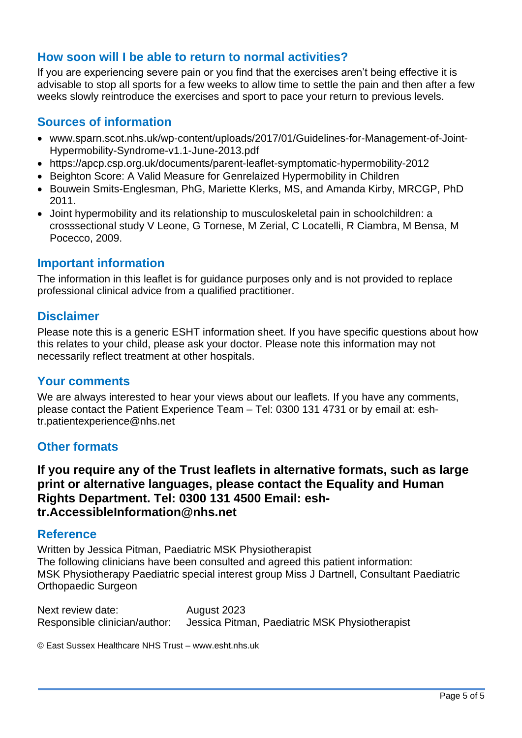## How soon will I be able to return to normal activities?

If you are experiencing severe pain or you find that the exercises aren't being effective it is advisable to stop all sports for a few weeks to allow time to settle the pain and then after a few weeks slowly reintroduce the exercises and sport to pace your return to previous levels.

## Sources of information

- www.sparn.scot.nhs.uk/wp-content/uploads/2017/01/Guidelines-for-Management-of-Joint-Hypermobility-Syndrome-v1.1-June-2013.pdf
- https://apcp.csp.org.uk/documents/parent-leaflet-symptomatic-hypermobility-2012
- Beighton Score: A Valid Measure for Genrelaized Hypermobility in Children
- Bouwein Smits-Englesman, PhG, Mariette Klerks, MS, and Amanda Kirby, MRCGP, PhD 2011.
- Joint hypermobility and its relationship to musculoskeletal pain in schoolchildren: a crosssectional study V Leone, G Tornese, M Zerial, C Locatelli, R Ciambra, M Bensa, M Pococco, 2009.

## Important information

The information in this leaflet is for guidance purposes only and is not provided to replace professional clinical advice from a qualified practitioner.

## Disclaimer

Please note this is a generic ESHT information sheet. If you have specific questions about how this relates to your child, please ask your doctor. Please note this information may not necessarily reflect treatment at other hospitals.

## Your comments

We are always interested to hear your views about our leaflets. If you have any comments, please contact the Patient Experience Team – Tel: 0300 131 4731 or by email at: esh-tr.patientexperience@nhs.net

## Other formats

**If you require any of the Trust leaflets in alternative formats, such as large print or alternative languages, please contact the Equality and Human Rights Department. Tel: 0300 131 4500 Email: esh-tr.AccessibleInformation@nhs.net**

## Reference

Written by Jessica Pitman, Paediatric MSK Physiotherapist
The following clinicians have been consulted and agreed this patient information:
MSK Physiotherapy Paediatric special interest group Miss J Dartnell, Consultant Paediatric Orthopaedic Surgeon

| | |
|---|---|
| Next review date: | August 2023 |
| Responsible clinician/author: | Jessica Pitman, Paediatric MSK Physiotherapist |

© East Sussex Healthcare NHS Trust – www.esht.nhs.uk